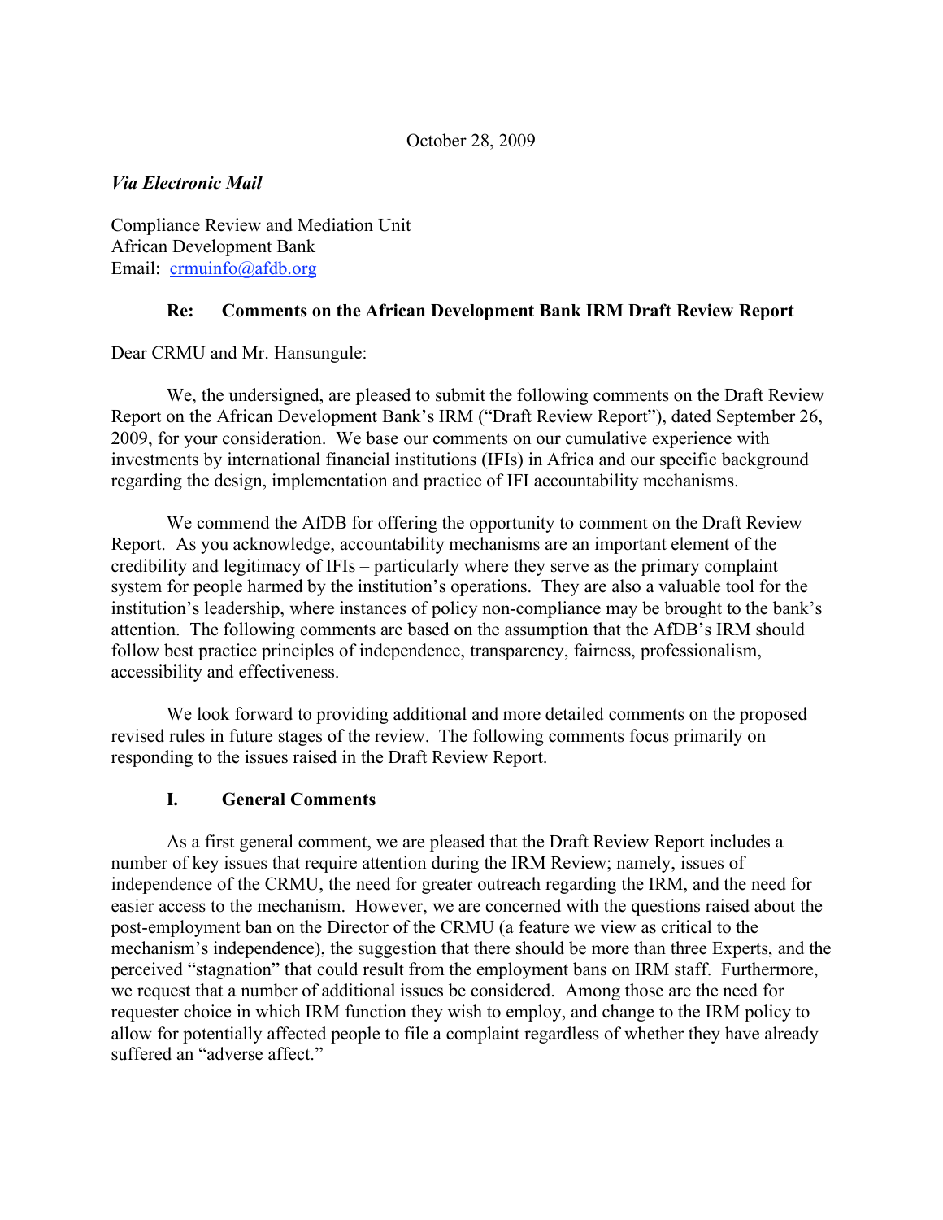October 28, 2009

*Via Electronic Mail*

Compliance Review and Mediation Unit
African Development Bank
Email: crmuinfo@afdb.org

**Re: Comments on the African Development Bank IRM Draft Review Report**

Dear CRMU and Mr. Hansungule:

We, the undersigned, are pleased to submit the following comments on the Draft Review Report on the African Development Bank's IRM ("Draft Review Report"), dated September 26, 2009, for your consideration. We base our comments on our cumulative experience with investments by international financial institutions (IFIs) in Africa and our specific background regarding the design, implementation and practice of IFI accountability mechanisms.

We commend the AfDB for offering the opportunity to comment on the Draft Review Report. As you acknowledge, accountability mechanisms are an important element of the credibility and legitimacy of IFIs – particularly where they serve as the primary complaint system for people harmed by the institution's operations. They are also a valuable tool for the institution's leadership, where instances of policy non-compliance may be brought to the bank's attention. The following comments are based on the assumption that the AfDB's IRM should follow best practice principles of independence, transparency, fairness, professionalism, accessibility and effectiveness.

We look forward to providing additional and more detailed comments on the proposed revised rules in future stages of the review. The following comments focus primarily on responding to the issues raised in the Draft Review Report.

## I. General Comments

As a first general comment, we are pleased that the Draft Review Report includes a number of key issues that require attention during the IRM Review; namely, issues of independence of the CRMU, the need for greater outreach regarding the IRM, and the need for easier access to the mechanism. However, we are concerned with the questions raised about the post-employment ban on the Director of the CRMU (a feature we view as critical to the mechanism's independence), the suggestion that there should be more than three Experts, and the perceived "stagnation" that could result from the employment bans on IRM staff. Furthermore, we request that a number of additional issues be considered. Among those are the need for requester choice in which IRM function they wish to employ, and change to the IRM policy to allow for potentially affected people to file a complaint regardless of whether they have already suffered an "adverse affect."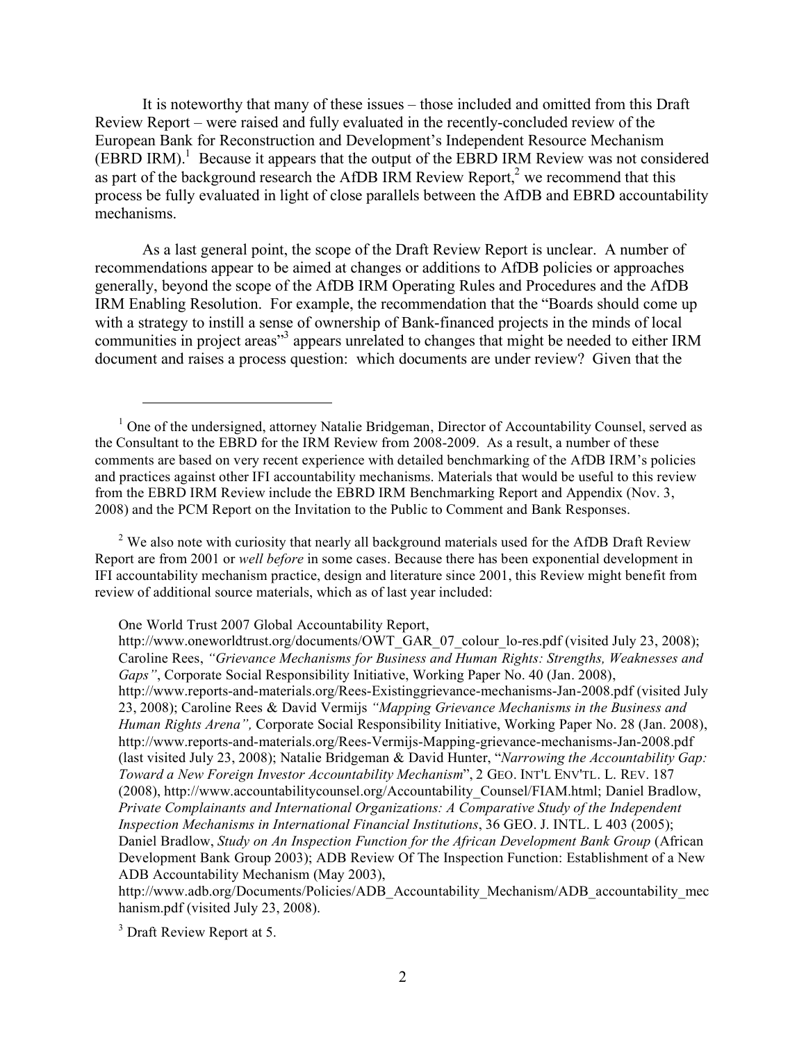It is noteworthy that many of these issues – those included and omitted from this Draft Review Report – were raised and fully evaluated in the recently-concluded review of the European Bank for Reconstruction and Development's Independent Resource Mechanism (EBRD IRM).[1] Because it appears that the output of the EBRD IRM Review was not considered as part of the background research the AfDB IRM Review Report,[2] we recommend that this process be fully evaluated in light of close parallels between the AfDB and EBRD accountability mechanisms.

As a last general point, the scope of the Draft Review Report is unclear. A number of recommendations appear to be aimed at changes or additions to AfDB policies or approaches generally, beyond the scope of the AfDB IRM Operating Rules and Procedures and the AfDB IRM Enabling Resolution. For example, the recommendation that the "Boards should come up with a strategy to instill a sense of ownership of Bank-financed projects in the minds of local communities in project areas"[3] appears unrelated to changes that might be needed to either IRM document and raises a process question: which documents are under review? Given that the

---

[1] One of the undersigned, attorney Natalie Bridgeman, Director of Accountability Counsel, served as the Consultant to the EBRD for the IRM Review from 2008-2009. As a result, a number of these comments are based on very recent experience with detailed benchmarking of the AfDB IRM's policies and practices against other IFI accountability mechanisms. Materials that would be useful to this review from the EBRD IRM Review include the EBRD IRM Benchmarking Report and Appendix (Nov. 3, 2008) and the PCM Report on the Invitation to the Public to Comment and Bank Responses.

[2] We also note with curiosity that nearly all background materials used for the AfDB Draft Review Report are from 2001 or *well before* in some cases. Because there has been exponential development in IFI accountability mechanism practice, design and literature since 2001, this Review might benefit from review of additional source materials, which as of last year included:

> One World Trust 2007 Global Accountability Report, http://www.oneworldtrust.org/documents/OWT_GAR_07_colour_lo-res.pdf (visited July 23, 2008); Caroline Rees, *"Grievance Mechanisms for Business and Human Rights: Strengths, Weaknesses and Gaps"*, Corporate Social Responsibility Initiative, Working Paper No. 40 (Jan. 2008), http://www.reports-and-materials.org/Rees-Existinggrievance-mechanisms-Jan-2008.pdf (visited July 23, 2008); Caroline Rees & David Vermijs *"Mapping Grievance Mechanisms in the Business and Human Rights Arena",* Corporate Social Responsibility Initiative, Working Paper No. 28 (Jan. 2008), http://www.reports-and-materials.org/Rees-Vermijs-Mapping-grievance-mechanisms-Jan-2008.pdf (last visited July 23, 2008); Natalie Bridgeman & David Hunter, "*Narrowing the Accountability Gap: Toward a New Foreign Investor Accountability Mechanism*", 2 GEO. INT'L ENV'TL. L. REV. 187 (2008), http://www.accountabilitycounsel.org/Accountability_Counsel/FIAM.html; Daniel Bradlow, *Private Complainants and International Organizations: A Comparative Study of the Independent Inspection Mechanisms in International Financial Institutions*, 36 GEO. J. INTL. L 403 (2005); Daniel Bradlow, *Study on An Inspection Function for the African Development Bank Group* (African Development Bank Group 2003); ADB Review Of The Inspection Function: Establishment of a New ADB Accountability Mechanism (May 2003), http://www.adb.org/Documents/Policies/ADB_Accountability_Mechanism/ADB_accountability_mechanism.pdf (visited July 23, 2008).

[3] Draft Review Report at 5.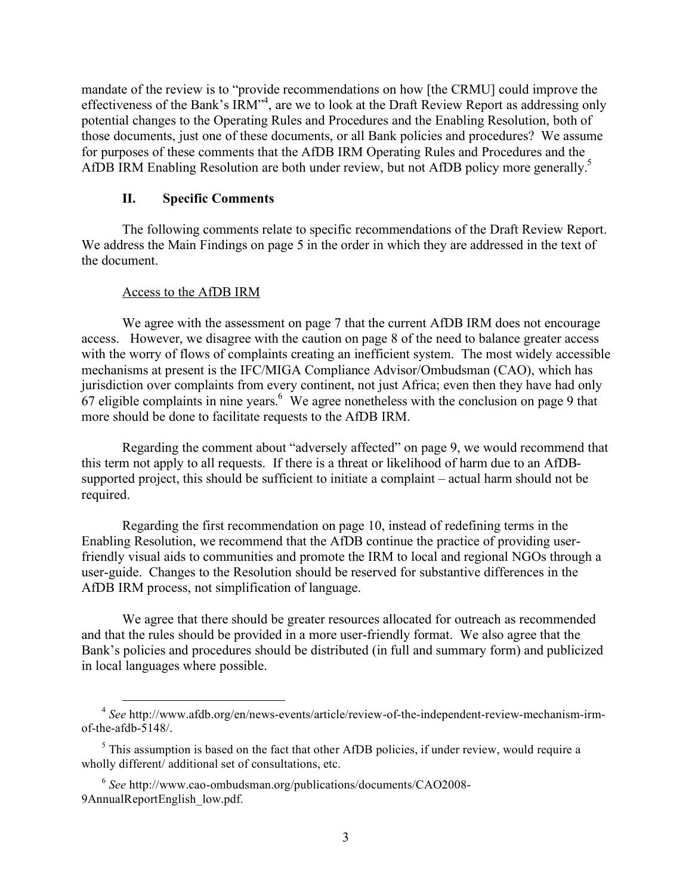mandate of the review is to "provide recommendations on how [the CRMU] could improve the effectiveness of the Bank's IRM"[4], are we to look at the Draft Review Report as addressing only potential changes to the Operating Rules and Procedure and the Enabling Resolution, both of those documents, just one of these documents, or all Bank policies and procedures? We assume for purposes of these comments that the AfDB IRM Operating Rules and Procedures and the AfDB IRM Enabling Resolution are both under review, but not AfDB policy more generally.[5]

## II. Specific Comments

The following comments relate to specific recommendations of the Draft Review Report. We address the Main Findings on page 5 in the order in which they are addressed in the text of the document.

### Access to the AfDB IRM

We agree with the assessment on page 7 that the current AfDB IRM does not encourage access. However, we disagree with the caution on page 8 of the need to balance greater access with the worry of flows of complaints creating an inefficient system. The most widely accessible mechanisms at present is the IFC/MIGA Compliance Advisor/Ombudsman (CAO), which has jurisdiction over complaints from every continent, not just Africa; even then they have had only 67 eligible complaints in nine years.[6] We agree nonetheless with the conclusion on page 9 that more should be done to facilitate requests to the AfDB IRM.

Regarding the comment about "adversely affected" on page 9, we would recommend that this term not apply to all requests. If there is a threat or likelihood of harm due to an AfDB-supported project, this should be sufficient to initiate a complaint – actual harm should not be required.

Regarding the first recommendation on page 10, instead of redefining terms in the Enabling Resolution, we recommend that the AfDB continue the practice of providing user-friendly visual aids to communities and promote the IRM to local and regional NGOs through a user-guide. Changes to the Resolution should be reserved for substantive differences in the AfDB IRM process, not simplification of language.

We agree that there should be greater resources allocated for outreach as recommended and that the rules should be provided in a more user-friendly format. We also agree that the Bank's policies and procedures should be distributed (in full and summary form) and publicized in local languages where possible.

---

[4] *See* http://www.afdb.org/en/news-events/article/review-of-the-independent-review-mechanism-irm-of-the-afdb-5148/.

[5] This assumption is based on the fact that other AfDB policies, if under review, would require a wholly different/ additional set of consultations, etc.

[6] *See* http://www.cao-ombudsman.org/publications/documents/CAO2008-9AnnualReportEnglish_low.pdf.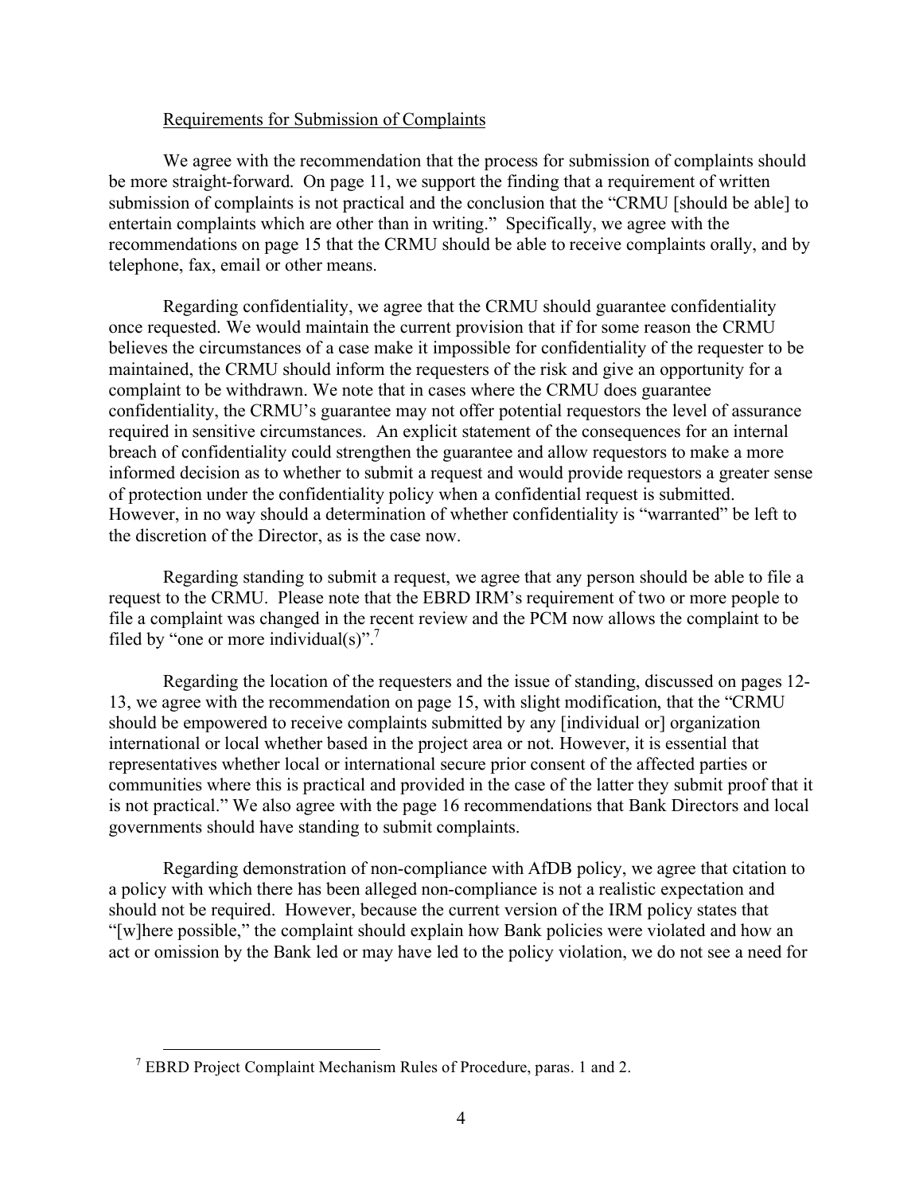Requirements for Submission of Complaints

We agree with the recommendation that the process for submission of complaints should be more straight-forward. On page 11, we support the finding that a requirement of written submission of complaints is not practical and the conclusion that the "CRMU [should be able] to entertain complaints which are other than in writing." Specifically, we agree with the recommendations on page 15 that the CRMU should be able to receive complaints orally, and by telephone, fax, email or other means.

Regarding confidentiality, we agree that the CRMU should guarantee confidentiality once requested. We would maintain the current provision that if for some reason the CRMU believes the circumstances of a case make it impossible for confidentiality of the requester to be maintained, the CRMU should inform the requesters of the risk and give an opportunity for a complaint to be withdrawn. We note that in cases where the CRMU does guarantee confidentiality, the CRMU's guarantee may not offer potential requestors the level of assurance required in sensitive circumstances. An explicit statement of the consequences for an internal breach of confidentiality could strengthen the guarantee and allow requestors to make a more informed decision as to whether to submit a request and would provide requestors a greater sense of protection under the confidentiality policy when a confidential request is submitted. However, in no way should a determination of whether confidentiality is "warranted" be left to the discretion of the Director, as is the case now.

Regarding standing to submit a request, we agree that any person should be able to file a request to the CRMU. Please note that the EBRD IRM's requirement of two or more people to file a complaint was changed in the recent review and the PCM now allows the complaint to be filed by "one or more individual(s)".[7]

Regarding the location of the requesters and the issue of standing, discussed on pages 12-13, we agree with the recommendation on page 15, with slight modification, that the "CRMU should be empowered to receive complaints submitted by any [individual or] organization international or local whether based in the project area or not. However, it is essential that representatives whether local or international secure prior consent of the affected parties or communities where this is practical and provided in the case of the latter they submit proof that it is not practical." We also agree with the page 16 recommendations that Bank Directors and local governments should have standing to submit complaints.

Regarding demonstration of non-compliance with AfDB policy, we agree that citation to a policy with which there has been alleged non-compliance is not a realistic expectation and should not be required. However, because the current version of the IRM policy states that "[w]here possible," the complaint should explain how Bank policies were violated and how an act or omission by the Bank led or may have led to the policy violation, we do not see a need for

[7] EBRD Project Complaint Mechanism Rules of Procedure, paras. 1 and 2.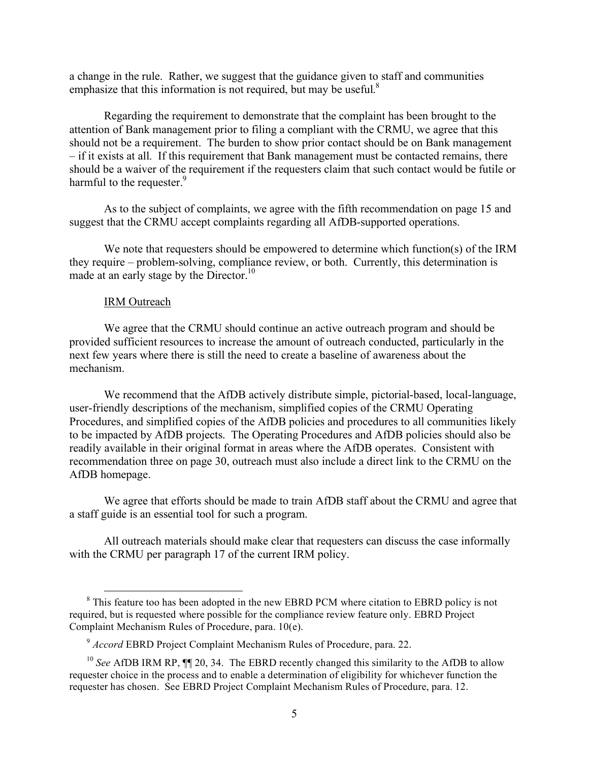a change in the rule. Rather, we suggest that the guidance given to staff and communities emphasize that this information is not required, but may be useful.[8]

Regarding the requirement to demonstrate that the complaint has been brought to the attention of Bank management prior to filing a compliant with the CRMU, we agree that this should not be a requirement. The burden to show prior contact should be on Bank management – if it exists at all. If this requirement that Bank management must be contacted remains, there should be a waiver of the requirement if the requesters claim that such contact would be futile or harmful to the requester.[9]

As to the subject of complaints, we agree with the fifth recommendation on page 15 and suggest that the CRMU accept complaints regarding all AfDB-supported operations.

We note that requesters should be empowered to determine which function(s) of the IRM they require – problem-solving, compliance review, or both. Currently, this determination is made at an early stage by the Director.[10]

<u>IRM Outreach</u>

We agree that the CRMU should continue an active outreach program and should be provided sufficient resources to increase the amount of outreach conducted, particularly in the next few years where there is still the need to create a baseline of awareness about the mechanism.

We recommend that the AfDB actively distribute simple, pictorial-based, local-language, user-friendly descriptions of the mechanism, simplified copies of the CRMU Operating Procedures, and simplified copies of the AfDB policies and procedures to all communities likely to be impacted by AfDB projects. The Operating Procedures and AfDB policies should also be readily available in their original format in areas where the AfDB operates. Consistent with recommendation three on page 30, outreach must also include a direct link to the CRMU on the AfDB homepage.

We agree that efforts should be made to train AfDB staff about the CRMU and agree that a staff guide is an essential tool for such a program.

All outreach materials should make clear that requesters can discuss the case informally with the CRMU per paragraph 17 of the current IRM policy.

---

[8] This feature too has been adopted in the new EBRD PCM where citation to EBRD policy is not required, but is requested where possible for the compliance review feature only. EBRD Project Complaint Mechanism Rules of Procedure, para. 10(e).

[9] *Accord* EBRD Project Complaint Mechanism Rules of Procedure, para. 22.

[10] *See* AfDB IRM RP, ¶¶ 20, 34. The EBRD recently changed this similarity to the AfDB to allow requester choice in the process and to enable a determination of eligibility for whichever function the requester has chosen. See EBRD Project Complaint Mechanism Rules of Procedure, para. 12.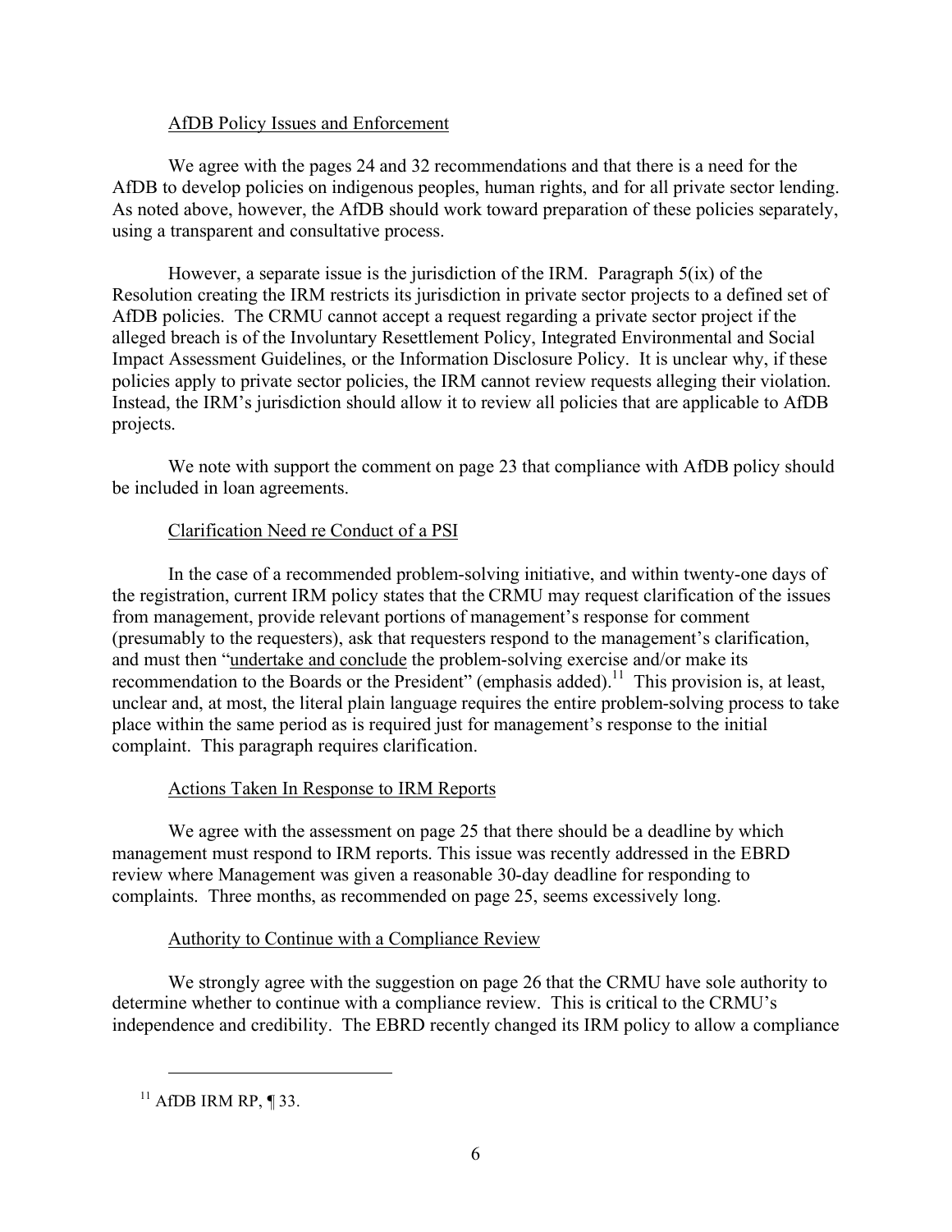<u>AfDB Policy Issues and Enforcement</u>

We agree with the pages 24 and 32 recommendations and that there is a need for the AfDB to develop policies on indigenous peoples, human rights, and for all private sector lending. As noted above, however, the AfDB should work toward preparation of these policies separately, using a transparent and consultative process.

However, a separate issue is the jurisdiction of the IRM. Paragraph 5(ix) of the Resolution creating the IRM restricts its jurisdiction in private sector projects to a defined set of AfDB policies. The CRMU cannot accept a request regarding a private sector project if the alleged breach is of the Involuntary Resettlement Policy, Integrated Environmental and Social Impact Assessment Guidelines, or the Information Disclosure Policy. It is unclear why, if these policies apply to private sector policies, the IRM cannot review requests alleging their violation. Instead, the IRM's jurisdiction should allow it to review all policies that are applicable to AfDB projects.

We note with support the comment on page 23 that compliance with AfDB policy should be included in loan agreements.

<u>Clarification Need re Conduct of a PSI</u>

In the case of a recommended problem-solving initiative, and within twenty-one days of the registration, current IRM policy states that the CRMU may request clarification of the issues from management, provide relevant portions of management's response for comment (presumably to the requesters), ask that requesters respond to the management's clarification, and must then "<u>undertake and conclude</u> the problem-solving exercise and/or make its recommendation to the Boards or the President" (emphasis added).[11] This provision is, at least, unclear and, at most, the literal plain language requires the entire problem-solving process to take place within the same period as is required just for management's response to the initial complaint. This paragraph requires clarification.

<u>Actions Taken In Response to IRM Reports</u>

We agree with the assessment on page 25 that there should be a deadline by which management must respond to IRM reports. This issue was recently addressed in the EBRD review where Management was given a reasonable 30-day deadline for responding to complaints. Three months, as recommended on page 25, seems excessively long.

<u>Authority to Continue with a Compliance Review</u>

We strongly agree with the suggestion on page 26 that the CRMU have sole authority to determine whether to continue with a compliance review. This is critical to the CRMU's independence and credibility. The EBRD recently changed its IRM policy to allow a compliance

[11] AfDB IRM RP, ¶ 33.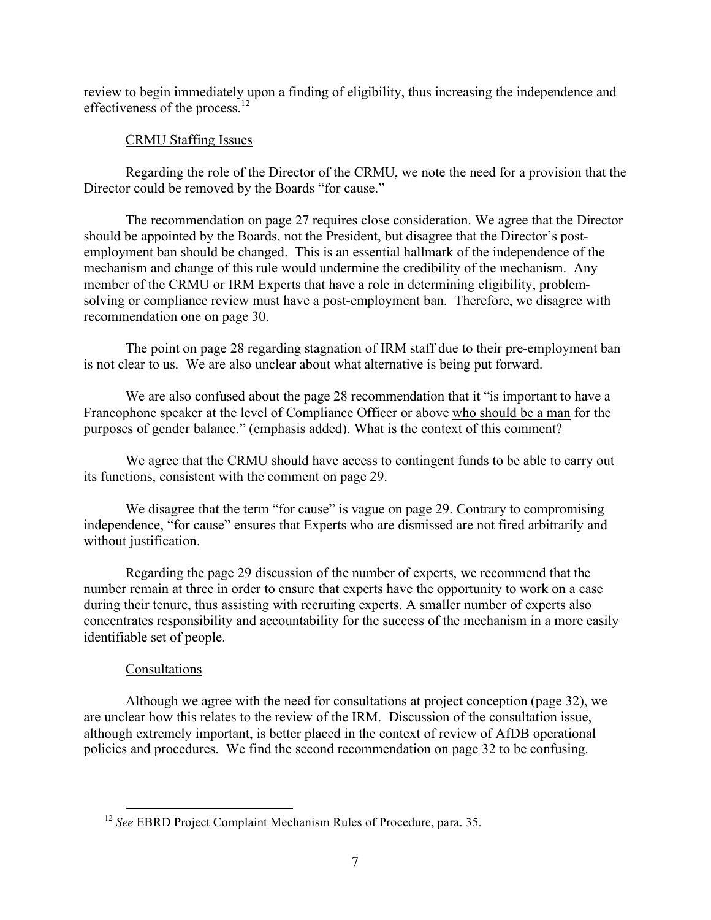review to begin immediately upon a finding of eligibility, thus increasing the independence and effectiveness of the process.[12]

CRMU Staffing Issues

Regarding the role of the Director of the CRMU, we note the need for a provision that the Director could be removed by the Boards "for cause."

The recommendation on page 27 requires close consideration. We agree that the Director should be appointed by the Boards, not the President, but disagree that the Director's post-employment ban should be changed. This is an essential hallmark of the independence of the mechanism and change of this rule would undermine the credibility of the mechanism. Any member of the CRMU or IRM Experts that have a role in determining eligibility, problem-solving or compliance review must have a post-employment ban. Therefore, we disagree with recommendation one on page 30.

The point on page 28 regarding stagnation of IRM staff due to their pre-employment ban is not clear to us. We are also unclear about what alternative is being put forward.

We are also confused about the page 28 recommendation that it "is important to have a Francophone speaker at the level of Compliance Officer or above <u>who should be a man</u> for the purposes of gender balance." (emphasis added). What is the context of this comment?

We agree that the CRMU should have access to contingent funds to be able to carry out its functions, consistent with the comment on page 29.

We disagree that the term "for cause" is vague on page 29. Contrary to compromising independence, "for cause" ensures that Experts who are dismissed are not fired arbitrarily and without justification.

Regarding the page 29 discussion of the number of experts, we recommend that the number remain at three in order to ensure that experts have the opportunity to work on a case during their tenure, thus assisting with recruiting experts. A smaller number of experts also concentrates responsibility and accountability for the success of the mechanism in a more easily identifiable set of people.

Consultations

Although we agree with the need for consultations at project conception (page 32), we are unclear how this relates to the review of the IRM. Discussion of the consultation issue, although extremely important, is better placed in the context of review of AfDB operational policies and procedures. We find the second recommendation on page 32 to be confusing.

---

[12] *See* EBRD Project Complaint Mechanism Rules of Procedure, para. 35.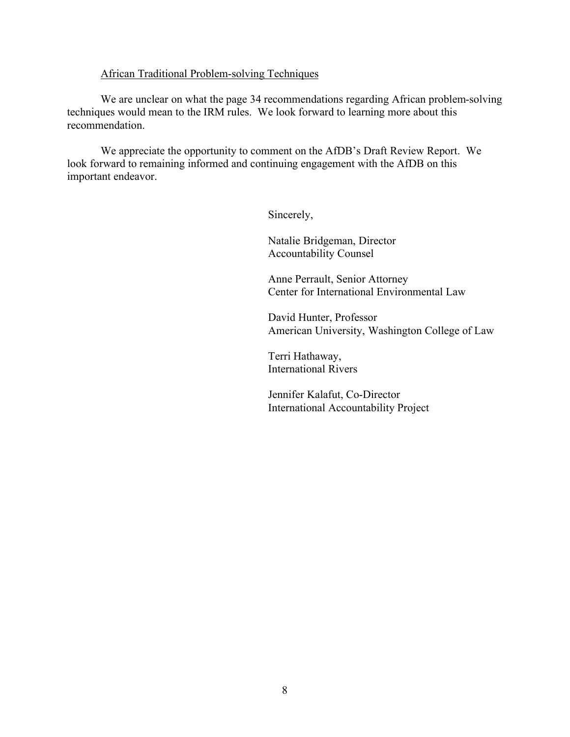African Traditional Problem-solving Techniques

We are unclear on what the page 34 recommendations regarding African problem-solving techniques would mean to the IRM rules. We look forward to learning more about this recommendation.

We appreciate the opportunity to comment on the AfDB's Draft Review Report. We look forward to remaining informed and continuing engagement with the AfDB on this important endeavor.

Sincerely,

Natalie Bridgeman, Director
Accountability Counsel

Anne Perrault, Senior Attorney
Center for International Environmental Law

David Hunter, Professor
American University, Washington College of Law

Terri Hathaway,
International Rivers

Jennifer Kalafut, Co-Director
International Accountability Project